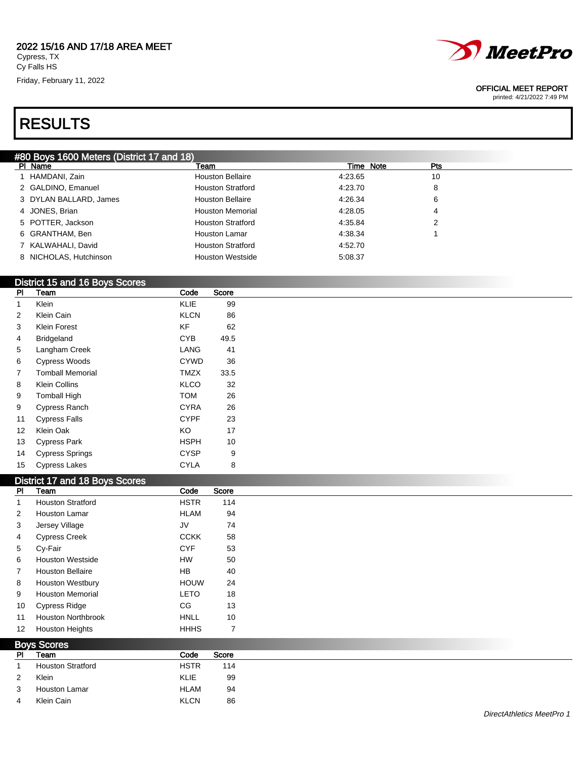2022 15/16 AND 17/18 AREA MEET
Cypress, TX
Cy Falls HS
Friday, February 11, 2022

OFFICIAL MEET REPORT
printed: 4/21/2022 7:49 PM

# RESULTS

## #80 Boys 1600 Meters (District 17 and 18)

| Pl | Name | Team | Time | Note | Pts |
|---|---|---|---|---|---|
| 1 | HAMDANI, Zain | Houston Bellaire | 4:23.65 | | 10 |
| 2 | GALDINO, Emanuel | Houston Stratford | 4:23.70 | | 8 |
| 3 | DYLAN BALLARD, James | Houston Bellaire | 4:26.34 | | 6 |
| 4 | JONES, Brian | Houston Memorial | 4:28.05 | | 4 |
| 5 | POTTER, Jackson | Houston Stratford | 4:35.84 | | 2 |
| 6 | GRANTHAM, Ben | Houston Lamar | 4:38.34 | | 1 |
| 7 | KALWAHALI, David | Houston Stratford | 4:52.70 | | |
| 8 | NICHOLAS, Hutchinson | Houston Westside | 5:08.37 | | |

## District 15 and 16 Boys Scores

| Pl | Team | Code | Score |
|---|---|---|---|
| 1 | Klein | KLIE | 99 |
| 2 | Klein Cain | KLCN | 86 |
| 3 | Klein Forest | KF | 62 |
| 4 | Bridgeland | CYB | 49.5 |
| 5 | Langham Creek | LANG | 41 |
| 6 | Cypress Woods | CYWD | 36 |
| 7 | Tomball Memorial | TMZX | 33.5 |
| 8 | Klein Collins | KLCO | 32 |
| 9 | Tomball High | TOM | 26 |
| 9 | Cypress Ranch | CYRA | 26 |
| 11 | Cypress Falls | CYPF | 23 |
| 12 | Klein Oak | KO | 17 |
| 13 | Cypress Park | HSPH | 10 |
| 14 | Cypress Springs | CYSP | 9 |
| 15 | Cypress Lakes | CYLA | 8 |

## District 17 and 18 Boys Scores

| Pl | Team | Code | Score |
|---|---|---|---|
| 1 | Houston Stratford | HSTR | 114 |
| 2 | Houston Lamar | HLAM | 94 |
| 3 | Jersey Village | JV | 74 |
| 4 | Cypress Creek | CCKK | 58 |
| 5 | Cy-Fair | CYF | 53 |
| 6 | Houston Westside | HW | 50 |
| 7 | Houston Bellaire | HB | 40 |
| 8 | Houston Westbury | HOUW | 24 |
| 9 | Houston Memorial | LETO | 18 |
| 10 | Cypress Ridge | CG | 13 |
| 11 | Houston Northbrook | HNLL | 10 |
| 12 | Houston Heights | HHHS | 7 |

## Boys Scores

| Pl | Team | Code | Score |
|---|---|---|---|
| 1 | Houston Stratford | HSTR | 114 |
| 2 | Klein | KLIE | 99 |
| 3 | Houston Lamar | HLAM | 94 |
| 4 | Klein Cain | KLCN | 86 |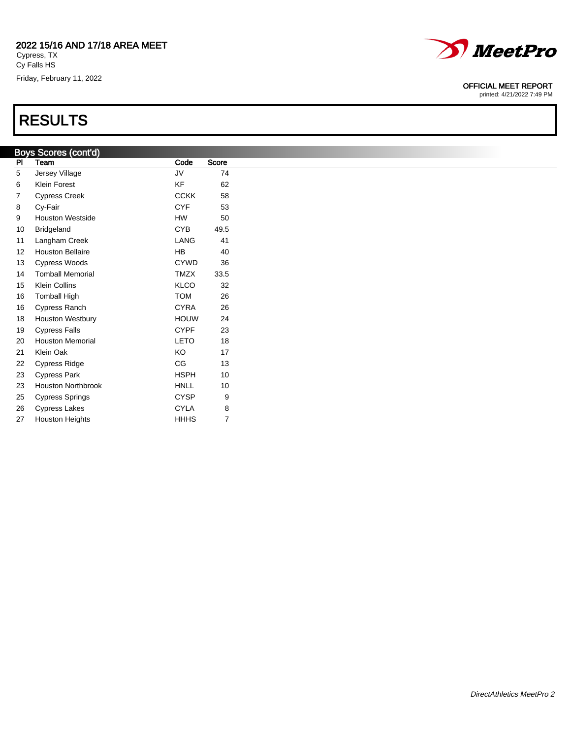2022 15/16 AND 17/18 AREA MEET
Cypress, TX
Cy Falls HS
Friday, February 11, 2022

OFFICIAL MEET REPORT
printed: 4/21/2022 7:49 PM

# RESULTS

## Boys Scores (cont'd)

| Pl | Team | Code | Score |
|---|---|---|---|
| 5 | Jersey Village | JV | 74 |
| 6 | Klein Forest | KF | 62 |
| 7 | Cypress Creek | CCKK | 58 |
| 8 | Cy-Fair | CYF | 53 |
| 9 | Houston Westside | HW | 50 |
| 10 | Bridgeland | CYB | 49.5 |
| 11 | Langham Creek | LANG | 41 |
| 12 | Houston Bellaire | HB | 40 |
| 13 | Cypress Woods | CYWD | 36 |
| 14 | Tomball Memorial | TMZX | 33.5 |
| 15 | Klein Collins | KLCO | 32 |
| 16 | Tomball High | TOM | 26 |
| 16 | Cypress Ranch | CYRA | 26 |
| 18 | Houston Westbury | HOUW | 24 |
| 19 | Cypress Falls | CYPF | 23 |
| 20 | Houston Memorial | LETO | 18 |
| 21 | Klein Oak | KO | 17 |
| 22 | Cypress Ridge | CG | 13 |
| 23 | Cypress Park | HSPH | 10 |
| 23 | Houston Northbrook | HNLL | 10 |
| 25 | Cypress Springs | CYSP | 9 |
| 26 | Cypress Lakes | CYLA | 8 |
| 27 | Houston Heights | HHHS | 7 |